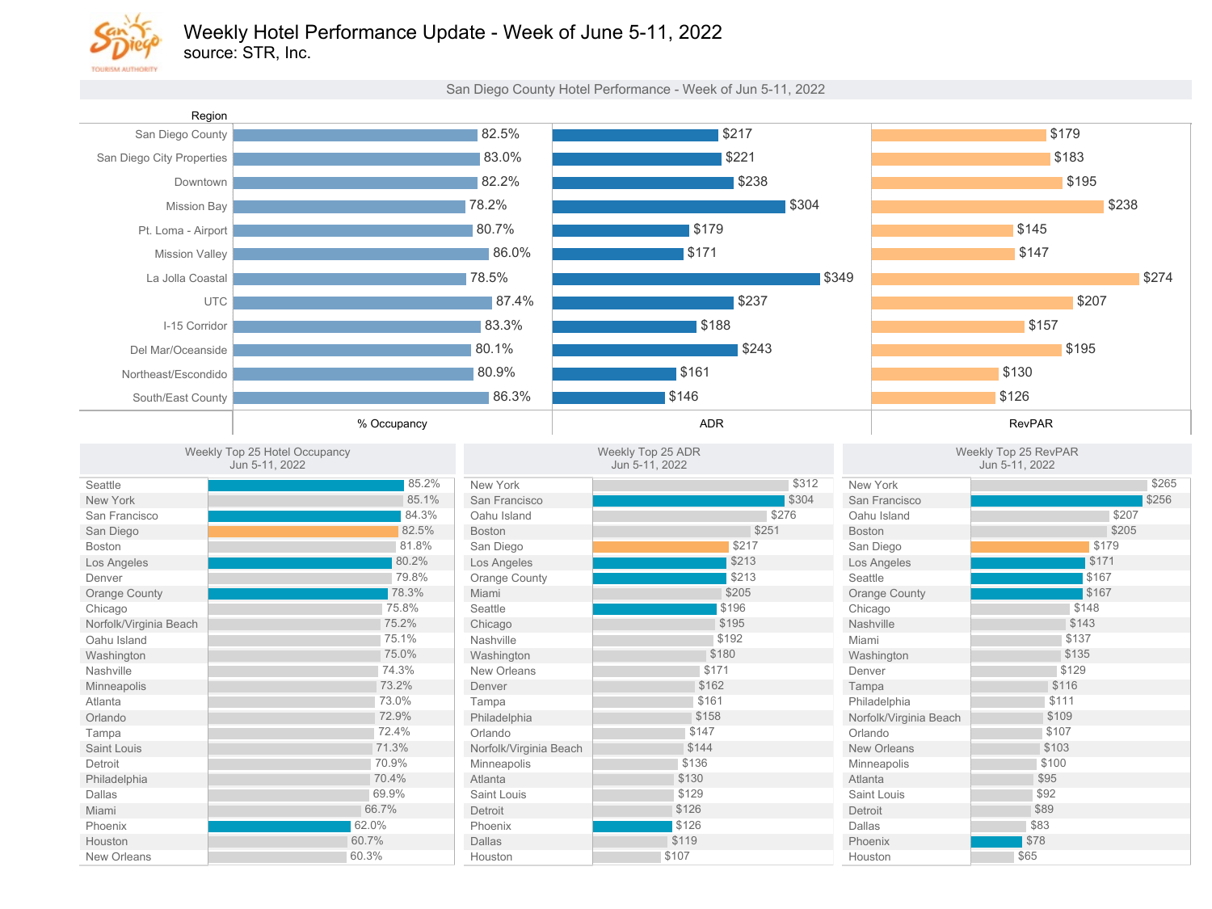# Weekly Hotel Performance Update - Week of June 5-11, 2022

source: STR, Inc.

## San Diego County Hotel Performance - Week of Jun 5-11, 2022

Region

% Occupancy | ADR | RevPAR

San Diego County 82.5% $217 $179
San Diego City Properties 83.0% $221 $183
Downtown 82.2% $238 $195
Mission Bay 78.2% $304 $238
Pt. Loma - Airport 80.7% $179 $145
Mission Valley 86.0% $171 $147
La Jolla Coastal 78.5% $349 $274
UTC 87.4% $237 $207
I-15 Corridor 83.3% $188 $157
Del Mar/Oceanside 80.1% $243 $195
Northeast/Escondido 80.9% $161 $130
South/East County 86.3% $146 $126

## Weekly Top 25 Hotel Occupancy
Jun 5-11, 2022

Seattle 85.2%
New York 85.1%
San Francisco 84.3%
San Diego 82.5%
Boston 81.8%
Los Angeles 80.2%
Denver 79.8%
Orange County 78.3%
Chicago 75.8%
Norfolk/Virginia Beach 75.2%
Oahu Island 75.1%
Washington 75.0%
Nashville 74.3%
Minneapolis 73.2%
Atlanta 73.0%
Orlando 72.9%
Tampa 72.4%
Saint Louis 71.3%
Detroit 70.9%
Philadelphia 70.4%
Dallas 69.9%
Miami 66.7%
Phoenix 62.0%
Houston 60.7%
New Orleans 60.3%

## Weekly Top 25 ADR
Jun 5-11, 2022

New York $312
San Francisco $304
Oahu Island $276
Boston $251
San Diego $217
Los Angeles $213
Orange County $213
Miami $205
Seattle $196
Chicago $195
Nashville $192
Washington $180
New Orleans $171
Denver $162
Tampa $161
Philadelphia $158
Orlando $147
Norfolk/Virginia Beach $144
Minneapolis $136
Atlanta $130
Saint Louis $129
Detroit $126
Phoenix $126
Dallas $119
Houston $107

## Weekly Top 25 RevPAR
Jun 5-11, 2022

New York $265
San Francisco $256
Oahu Island $207
Boston $205
San Diego $179
Los Angeles $171
Seattle $167
Orange County $167
Chicago $148
Nashville $143
Miami $137
Washington $135
Denver $129
Tampa $116
Philadelphia $111
Norfolk/Virginia Beach $109
Orlando $107
New Orleans $103
Minneapolis $100
Atlanta $95
Saint Louis $92
Detroit $89
Dallas $83
Phoenix $78
Houston $65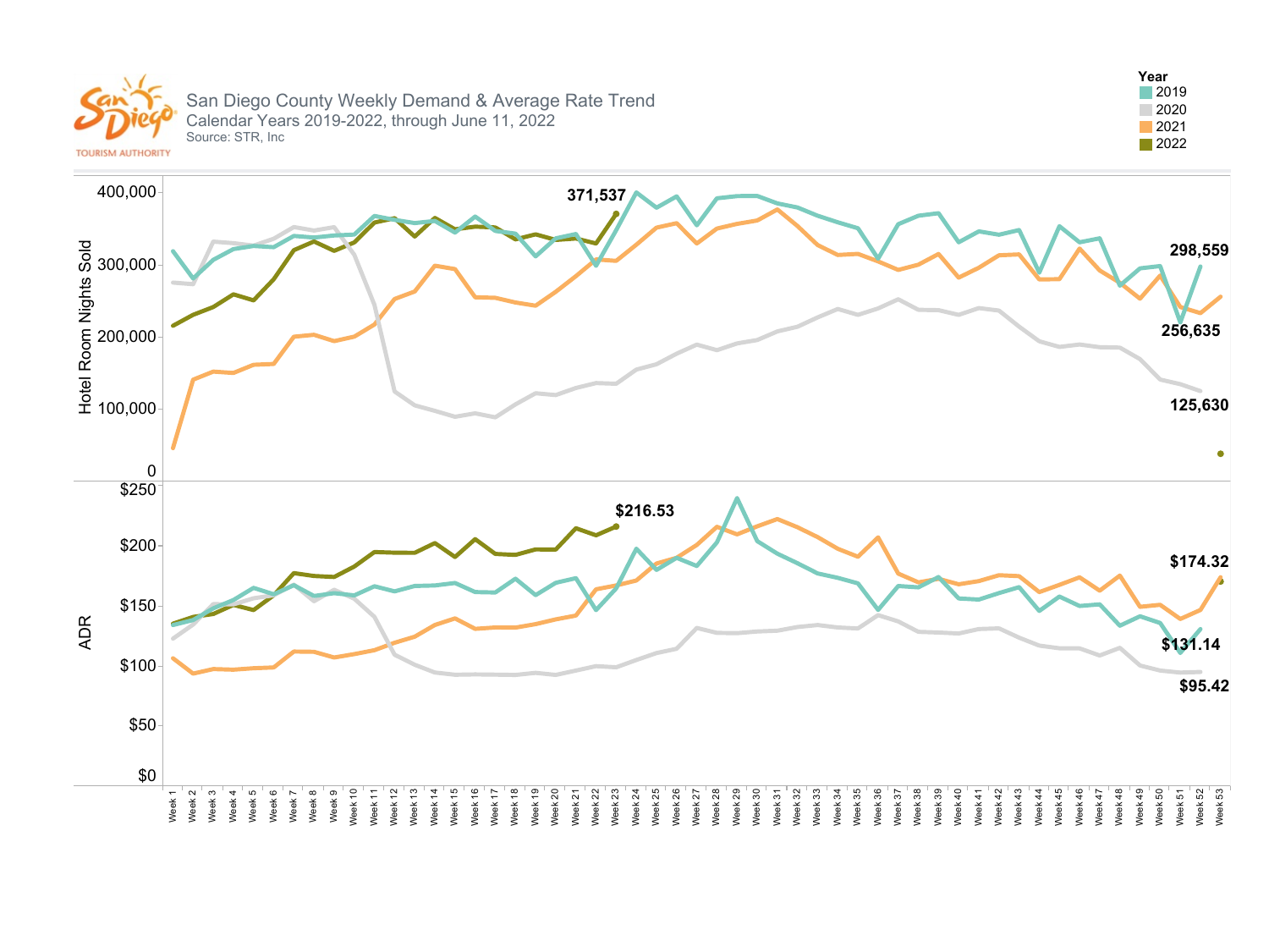San Diego Tourism Authority

San Diego County Weekly Demand & Average Rate Trend
Calendar Years 2019-2022, through June 11, 2022
Source: STR, Inc

Year
2019
2020
2021
2022

Hotel Room Nights Sold

400,000
300,000
200,000
100,000
0

371,537
298,559
256,635
125,630

ADR

$250
$200
$150
$100
$50
$0

$216.53
$174.32
$131.14
$95.42

Week 1, Week 2, Week 3, Week 4, Week 5, Week 6, Week 7, Week 8, Week 9, Week 10, Week 11, Week 12, Week 13, Week 14, Week 15, Week 16, Week 17, Week 18, Week 19, Week 20, Week 21, Week 22, Week 23, Week 24, Week 25, Week 26, Week 27, Week 28, Week 29, Week 30, Week 31, Week 32, Week 33, Week 34, Week 35, Week 36, Week 37, Week 38, Week 39, Week 40, Week 41, Week 42, Week 43, Week 44, Week 45, Week 46, Week 47, Week 48, Week 49, Week 50, Week 51, Week 52, Week 53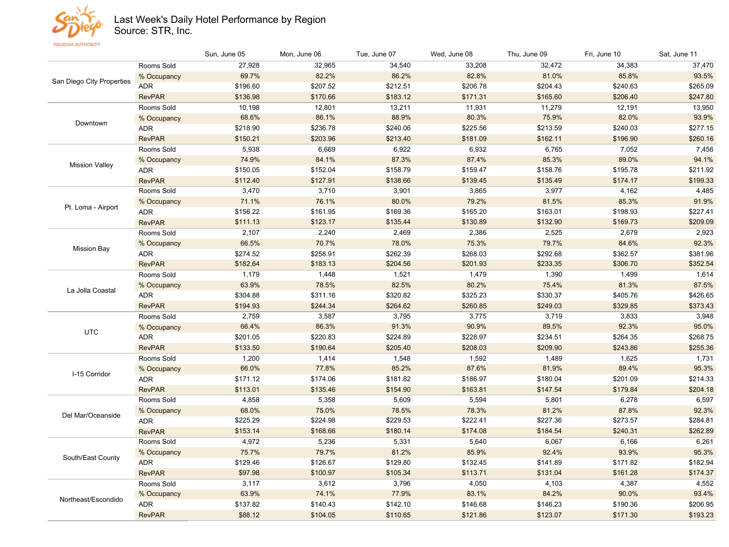# Last Week's Daily Hotel Performance by Region

Source: STR, Inc.

| | | Sun, June 05 | Mon, June 06 | Tue, June 07 | Wed, June 08 | Thu, June 09 | Fri, June 10 | Sat, June 11 |
|---|---|---|---|---|---|---|---|---|
| San Diego City Properties | Rooms Sold | 27,928 | 32,965 | 34,540 | 33,208 | 32,472 | 34,383 | 37,470 |
| | % Occupancy | 69.7% | 82.2% | 86.2% | 82.8% | 81.0% | 85.8% | 93.5% |
| | ADR | $196.60 | $207.52 | $212.51 | $206.78 | $204.43 | $240.63 | $265.09 |
| | RevPAR | $136.98 | $170.66 | $183.12 | $171.31 | $165.60 | $206.40 | $247.80 |
| Downtown | Rooms Sold | 10,198 | 12,801 | 13,211 | 11,931 | 11,279 | 12,191 | 13,950 |
| | % Occupancy | 68.6% | 86.1% | 88.9% | 80.3% | 75.9% | 82.0% | 93.9% |
| | ADR | $218.90 | $236.78 | $240.06 | $225.56 | $213.59 | $240.03 | $277.15 |
| | RevPAR | $150.21 | $203.96 | $213.40 | $181.09 | $162.11 | $196.90 | $260.16 |
| Mission Valley | Rooms Sold | 5,938 | 6,669 | 6,922 | 6,932 | 6,765 | 7,052 | 7,456 |
| | % Occupancy | 74.9% | 84.1% | 87.3% | 87.4% | 85.3% | 89.0% | 94.1% |
| | ADR | $150.05 | $152.04 | $158.79 | $159.47 | $158.76 | $195.78 | $211.92 |
| | RevPAR | $112.40 | $127.91 | $138.66 | $139.45 | $135.49 | $174.17 | $199.33 |
| Pt. Loma - Airport | Rooms Sold | 3,470 | 3,710 | 3,901 | 3,865 | 3,977 | 4,162 | 4,485 |
| | % Occupancy | 71.1% | 76.1% | 80.0% | 79.2% | 81.5% | 85.3% | 91.9% |
| | ADR | $156.22 | $161.95 | $169.36 | $165.20 | $163.01 | $198.93 | $227.41 |
| | RevPAR | $111.13 | $123.17 | $135.44 | $130.89 | $132.90 | $169.73 | $209.09 |
| Mission Bay | Rooms Sold | 2,107 | 2,240 | 2,469 | 2,386 | 2,525 | 2,679 | 2,923 |
| | % Occupancy | 66.5% | 70.7% | 78.0% | 75.3% | 79.7% | 84.6% | 92.3% |
| | ADR | $274.52 | $258.91 | $262.39 | $268.03 | $292.68 | $362.57 | $381.96 |
| | RevPAR | $182.64 | $183.13 | $204.56 | $201.93 | $233.35 | $306.70 | $352.54 |
| La Jolla Coastal | Rooms Sold | 1,179 | 1,448 | 1,521 | 1,479 | 1,390 | 1,499 | 1,614 |
| | % Occupancy | 63.9% | 78.5% | 82.5% | 80.2% | 75.4% | 81.3% | 87.5% |
| | ADR | $304.88 | $311.16 | $320.82 | $325.23 | $330.37 | $405.76 | $426.65 |
| | RevPAR | $194.93 | $244.34 | $264.62 | $260.85 | $249.03 | $329.85 | $373.43 |
| UTC | Rooms Sold | 2,759 | 3,587 | 3,795 | 3,775 | 3,719 | 3,833 | 3,948 |
| | % Occupancy | 66.4% | 86.3% | 91.3% | 90.9% | 89.5% | 92.3% | 95.0% |
| | ADR | $201.05 | $220.83 | $224.89 | $228.97 | $234.51 | $264.35 | $268.75 |
| | RevPAR | $133.50 | $190.64 | $205.40 | $208.03 | $209.90 | $243.86 | $255.36 |
| I-15 Corridor | Rooms Sold | 1,200 | 1,414 | 1,548 | 1,592 | 1,489 | 1,625 | 1,731 |
| | % Occupancy | 66.0% | 77.8% | 85.2% | 87.6% | 81.9% | 89.4% | 95.3% |
| | ADR | $171.12 | $174.06 | $181.82 | $186.97 | $180.04 | $201.09 | $214.33 |
| | RevPAR | $113.01 | $135.46 | $154.90 | $163.81 | $147.54 | $179.84 | $204.18 |
| Del Mar/Oceanside | Rooms Sold | 4,858 | 5,358 | 5,609 | 5,594 | 5,801 | 6,278 | 6,597 |
| | % Occupancy | 68.0% | 75.0% | 78.5% | 78.3% | 81.2% | 87.8% | 92.3% |
| | ADR | $225.29 | $224.98 | $229.53 | $222.41 | $227.36 | $273.57 | $284.81 |
| | RevPAR | $153.14 | $168.66 | $180.14 | $174.08 | $184.54 | $240.31 | $262.89 |
| South/East County | Rooms Sold | 4,972 | 5,236 | 5,331 | 5,640 | 6,067 | 6,166 | 6,261 |
| | % Occupancy | 75.7% | 79.7% | 81.2% | 85.9% | 92.4% | 93.9% | 95.3% |
| | ADR | $129.46 | $126.67 | $129.80 | $132.45 | $141.89 | $171.82 | $182.94 |
| | RevPAR | $97.98 | $100.97 | $105.34 | $113.71 | $131.04 | $161.28 | $174.37 |
| Northeast/Escondido | Rooms Sold | 3,117 | 3,612 | 3,796 | 4,050 | 4,103 | 4,387 | 4,552 |
| | % Occupancy | 63.9% | 74.1% | 77.9% | 83.1% | 84.2% | 90.0% | 93.4% |
| | ADR | $137.82 | $140.43 | $142.10 | $146.68 | $146.23 | $190.36 | $206.95 |
| | RevPAR | $88.12 | $104.05 | $110.65 | $121.86 | $123.07 | $171.30 | $193.23 |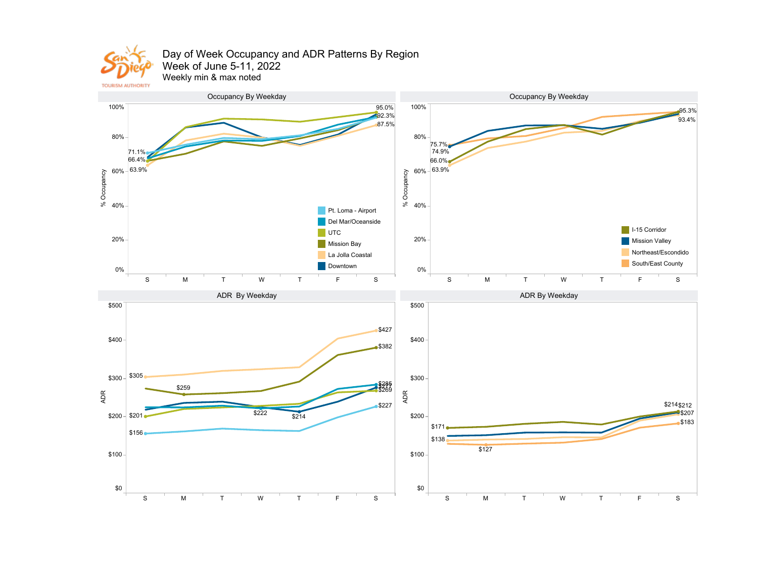San Diego TOURISM AUTHORITY

# Day of Week Occupancy and ADR Patterns By Region

## Week of June 5-11, 2022

Weekly min & max noted

### Occupancy By Weekday

% Occupancy

100%
80%
60%
40%
20%
0%

S M T W T F S

71.1%
66.4%
63.9%
95.0%
92.3%
87.5%

Pt. Loma - Airport
Del Mar/Oceanside
UTC
Mission Bay
La Jolla Coastal
Downtown

### Occupancy By Weekday

% Occupancy

100%
80%
60%
40%
20%
0%

S M T W T F S

75.7%
74.9%
66.0%
63.9%
95.3%
93.4%

I-15 Corridor
Mission Valley
Northeast/Escondido
South/East County

### ADR By Weekday

ADR

$500
$400
$300
$200
$100
$0

S M T W T F S

$305
$259
$201
$156
$222
$214
$427
$382
$285
$280
$277
$269
$227

### ADR By Weekday

ADR

$500
$400
$300
$200
$100
$0

S M T W T F S

$171
$138
$127
$214
$212
$207
$183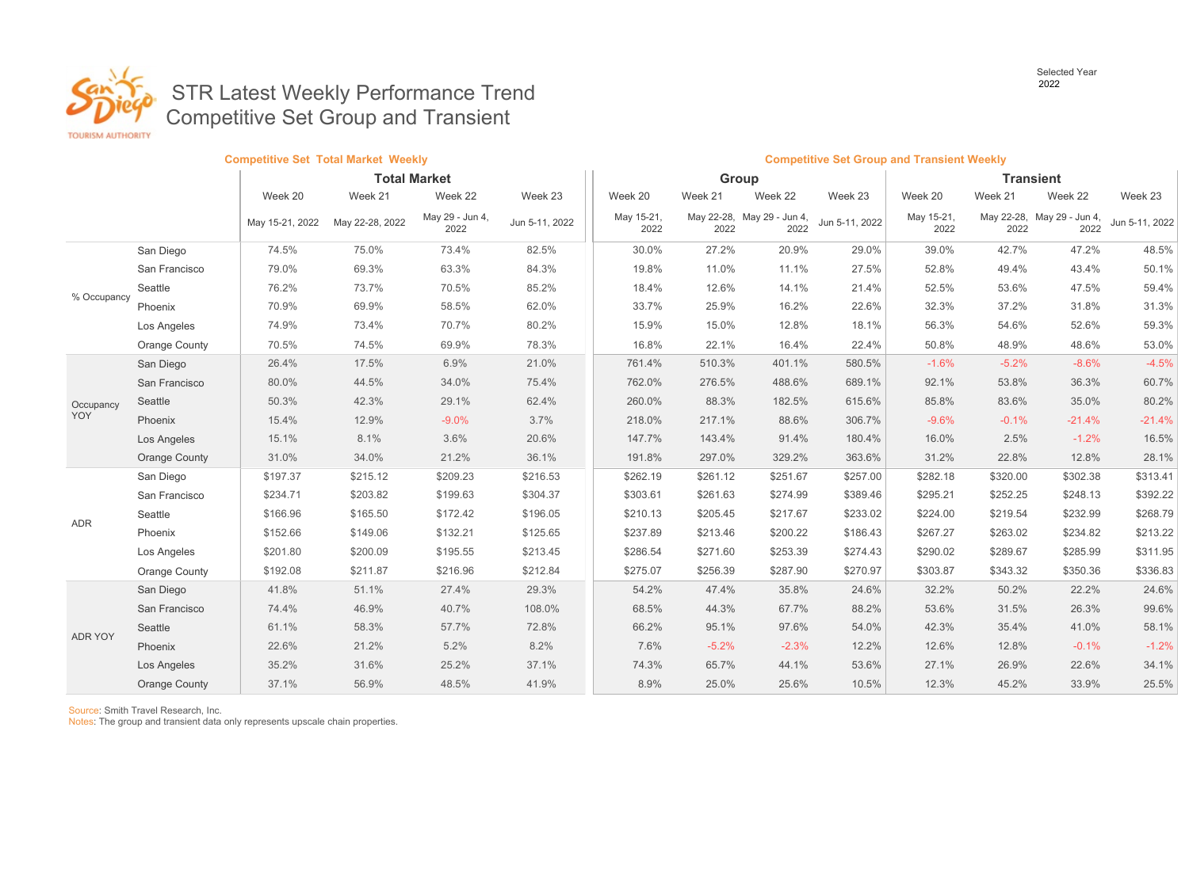# STR Latest Weekly Performance Trend
## Competitive Set Group and Transient

Selected Year
2022

| | | Competitive Set Total Market Weekly | | | | Competitive Set Group and Transient Weekly | | | | | | | |
|---|---|---|---|---|---|---|---|---|---|---|---|---|---|
| | | Total Market | | | | Group | | | | Transient | | | |
| | | Week 20 | Week 21 | Week 22 | Week 23 | Week 20 | Week 21 | Week 22 | Week 23 | Week 20 | Week 21 | Week 22 | Week 23 |
| | | May 15-21, 2022 | May 22-28, 2022 | May 29 - Jun 4, 2022 | Jun 5-11, 2022 | May 15-21, 2022 | May 22-28, 2022 | May 29 - Jun 4, 2022 | Jun 5-11, 2022 | May 15-21, 2022 | May 22-28, 2022 | May 29 - Jun 4, 2022 | Jun 5-11, 2022 |
| % Occupancy | San Diego | 74.5% | 75.0% | 73.4% | 82.5% | 30.0% | 27.2% | 20.9% | 29.0% | 39.0% | 42.7% | 47.2% | 48.5% |
| | San Francisco | 79.0% | 69.3% | 63.3% | 84.3% | 19.8% | 11.0% | 11.1% | 27.5% | 52.8% | 49.4% | 43.4% | 50.1% |
| | Seattle | 76.2% | 73.7% | 70.5% | 85.2% | 18.4% | 12.6% | 14.1% | 21.4% | 52.5% | 53.6% | 47.5% | 59.4% |
| | Phoenix | 70.9% | 69.9% | 58.5% | 62.0% | 33.7% | 25.9% | 16.2% | 22.6% | 32.3% | 37.2% | 31.8% | 31.3% |
| | Los Angeles | 74.9% | 73.4% | 70.7% | 80.2% | 15.9% | 15.0% | 12.8% | 18.1% | 56.3% | 54.6% | 52.6% | 59.3% |
| | Orange County | 70.5% | 74.5% | 69.9% | 78.3% | 16.8% | 22.1% | 16.4% | 22.4% | 50.8% | 48.9% | 48.6% | 53.0% |
| Occupancy YOY | San Diego | 26.4% | 17.5% | 6.9% | 21.0% | 761.4% | 510.3% | 401.1% | 580.5% | -1.6% | -5.2% | -8.6% | -4.5% |
| | San Francisco | 80.0% | 44.5% | 34.0% | 75.4% | 762.0% | 276.5% | 488.6% | 689.1% | 92.1% | 53.8% | 36.3% | 60.7% |
| | Seattle | 50.3% | 42.3% | 29.1% | 62.4% | 260.0% | 88.3% | 182.5% | 615.6% | 85.8% | 83.6% | 35.0% | 80.2% |
| | Phoenix | 15.4% | 12.9% | -9.0% | 3.7% | 218.0% | 217.1% | 88.6% | 306.7% | -9.6% | -0.1% | -21.4% | -21.4% |
| | Los Angeles | 15.1% | 8.1% | 3.6% | 20.6% | 147.7% | 143.4% | 91.4% | 180.4% | 16.0% | 2.5% | -1.2% | 16.5% |
| | Orange County | 31.0% | 34.0% | 21.2% | 36.1% | 191.8% | 297.0% | 329.2% | 363.6% | 31.2% | 22.8% | 12.8% | 28.1% |
| ADR | San Diego | $197.37 | $215.12 | $209.23 | $216.53 | $262.19 | $261.12 | $251.67 | $257.00 | $282.18 | $320.00 | $302.38 | $313.41 |
| | San Francisco | $234.71 | $203.82 | $199.63 | $304.37 | $303.61 | $261.63 | $274.99 | $389.46 | $295.21 | $252.25 | $248.13 | $392.22 |
| | Seattle | $166.96 | $165.50 | $172.42 | $196.05 | $210.13 | $205.45 | $217.67 | $233.02 | $224.00 | $219.54 | $232.99 | $268.79 |
| | Phoenix | $152.66 | $149.06 | $132.21 | $125.65 | $237.89 | $213.46 | $200.22 | $186.43 | $267.27 | $263.02 | $234.82 | $213.22 |
| | Los Angeles | $201.80 | $200.09 | $195.55 | $213.45 | $286.54 | $271.60 | $253.39 | $274.43 | $290.02 | $289.67 | $285.99 | $311.95 |
| | Orange County | $192.08 | $211.87 | $216.96 | $212.84 | $275.07 | $256.39 | $287.90 | $270.97 | $303.87 | $343.32 | $350.36 | $336.83 |
| ADR YOY | San Diego | 41.8% | 51.1% | 27.4% | 29.3% | 54.2% | 47.4% | 35.8% | 24.6% | 32.2% | 50.2% | 22.2% | 24.6% |
| | San Francisco | 74.4% | 46.9% | 40.7% | 108.0% | 68.5% | 44.3% | 67.7% | 88.2% | 53.6% | 31.5% | 26.3% | 99.6% |
| | Seattle | 61.1% | 58.3% | 57.7% | 72.8% | 66.2% | 95.1% | 97.6% | 54.0% | 42.3% | 35.4% | 41.0% | 58.1% |
| | Phoenix | 22.6% | 21.2% | 5.2% | 8.2% | 7.6% | -5.2% | -2.3% | 12.2% | 12.6% | 12.8% | -0.1% | -1.2% |
| | Los Angeles | 35.2% | 31.6% | 25.2% | 37.1% | 74.3% | 65.7% | 44.1% | 53.6% | 27.1% | 26.9% | 22.6% | 34.1% |
| | Orange County | 37.1% | 56.9% | 48.5% | 41.9% | 8.9% | 25.0% | 25.6% | 10.5% | 12.3% | 45.2% | 33.9% | 25.5% |

Source: Smith Travel Research, Inc.
Notes: The group and transient data only represents upscale chain properties.